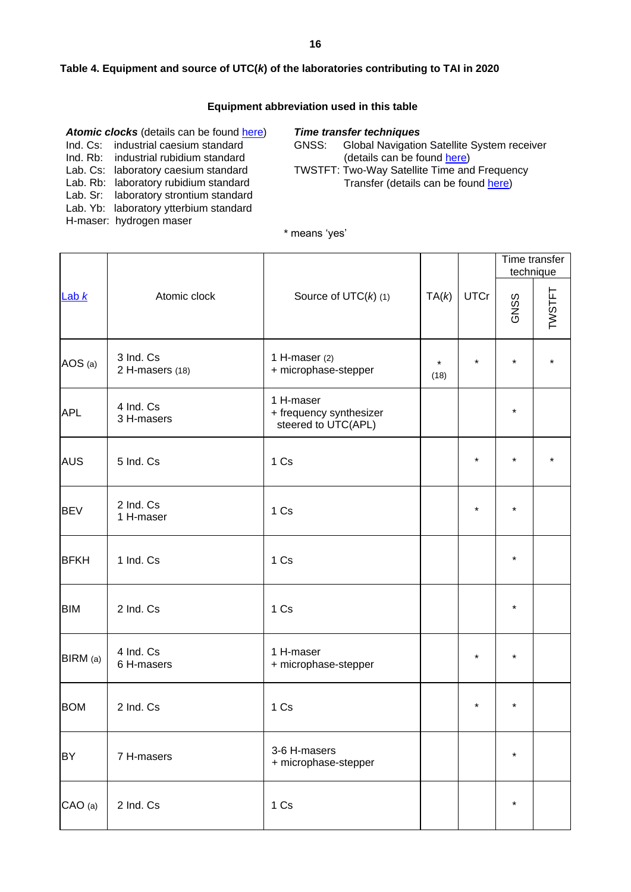## Table 4. Equipment and source of UTC(*k*) of the laboratories contributing to TAI in 2020

### Equipment abbreviation used in this table

***Atomic clocks*** (details can be found here)

Ind. Cs: industrial caesium standard
Ind. Rb: industrial rubidium standard
Lab. Cs: laboratory caesium standard
Lab. Rb: laboratory rubidium standard
Lab. Sr: laboratory strontium standard
Lab. Yb: laboratory ytterbium standard
H-maser: hydrogen maser

***Time transfer techniques***

GNSS: Global Navigation Satellite System receiver (details can be found here)
TWSTFT: Two-Way Satellite Time and Frequency Transfer (details can be found here)

\* means 'yes'

| Lab *k* | Atomic clock | Source of UTC(*k*) (1) | TA(*k*) | UTCr | Time transfer technique | |
|---|---|---|---|---|---|---|
| | | | | | GNSS | TWSTFT |
| AOS (a) | 3 Ind. Cs<br>2 H-masers (18) | 1 H-maser (2)<br>+ microphase-stepper | * (18) | * | * | * |
| APL | 4 Ind. Cs<br>3 H-masers | 1 H-maser<br>+ frequency synthesizer steered to UTC(APL) | | | * | |
| AUS | 5 Ind. Cs | 1 Cs | | * | * | * |
| BEV | 2 Ind. Cs<br>1 H-maser | 1 Cs | | * | * | |
| BFKH | 1 Ind. Cs | 1 Cs | | | * | |
| BIM | 2 Ind. Cs | 1 Cs | | | * | |
| BIRM (a) | 4 Ind. Cs<br>6 H-masers | 1 H-maser<br>+ microphase-stepper | | * | * | |
| BOM | 2 Ind. Cs | 1 Cs | | * | * | |
| BY | 7 H-masers | 3-6 H-masers<br>+ microphase-stepper | | | * | |
| CAO (a) | 2 Ind. Cs | 1 Cs | | | * | |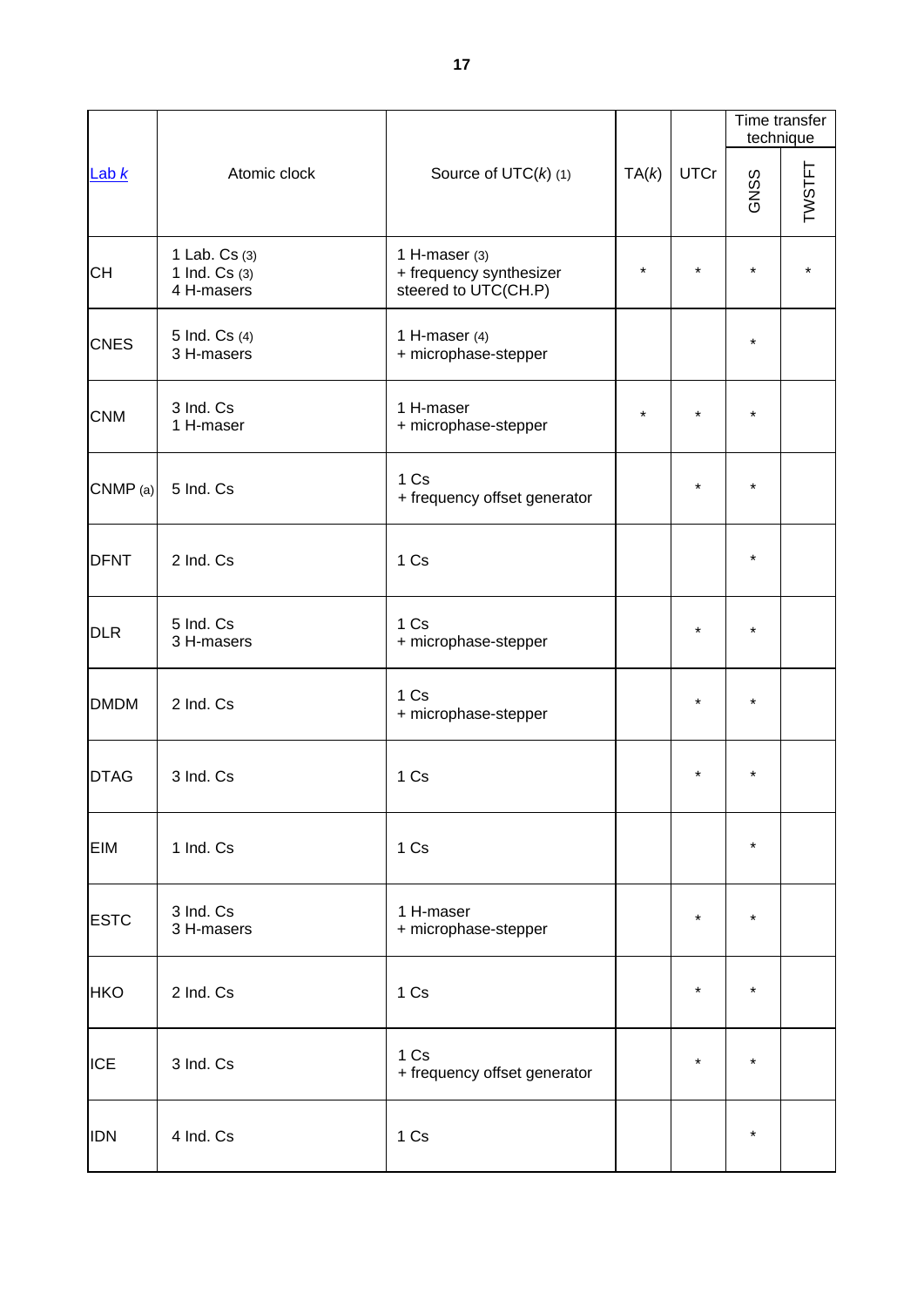| Lab *k* | Atomic clock | Source of UTC(*k*) (1) | TA(*k*) | UTCr | Time transfer technique | |
|---|---|---|---|---|---|---|
| | | | | | GNSS | TWSTFT |
| CH | 1 Lab. Cs (3)<br>1 Ind. Cs (3)<br>4 H-masers | 1 H-maser (3)<br>+ frequency synthesizer steered to UTC(CH.P) | * | * | * | * |
| CNES | 5 Ind. Cs (4)<br>3 H-masers | 1 H-maser (4)<br>+ microphase-stepper | | | * | |
| CNM | 3 Ind. Cs<br>1 H-maser | 1 H-maser<br>+ microphase-stepper | * | * | * | |
| CNMP (a) | 5 Ind. Cs | 1 Cs<br>+ frequency offset generator | | * | * | |
| DFNT | 2 Ind. Cs | 1 Cs | | | * | |
| DLR | 5 Ind. Cs<br>3 H-masers | 1 Cs<br>+ microphase-stepper | | * | * | |
| DMDM | 2 Ind. Cs | 1 Cs<br>+ microphase-stepper | | * | * | |
| DTAG | 3 Ind. Cs | 1 Cs | | * | * | |
| EIM | 1 Ind. Cs | 1 Cs | | | * | |
| ESTC | 3 Ind. Cs<br>3 H-masers | 1 H-maser<br>+ microphase-stepper | | * | * | |
| HKO | 2 Ind. Cs | 1 Cs | | * | * | |
| ICE | 3 Ind. Cs | 1 Cs<br>+ frequency offset generator | | * | * | |
| IDN | 4 Ind. Cs | 1 Cs | | | * | |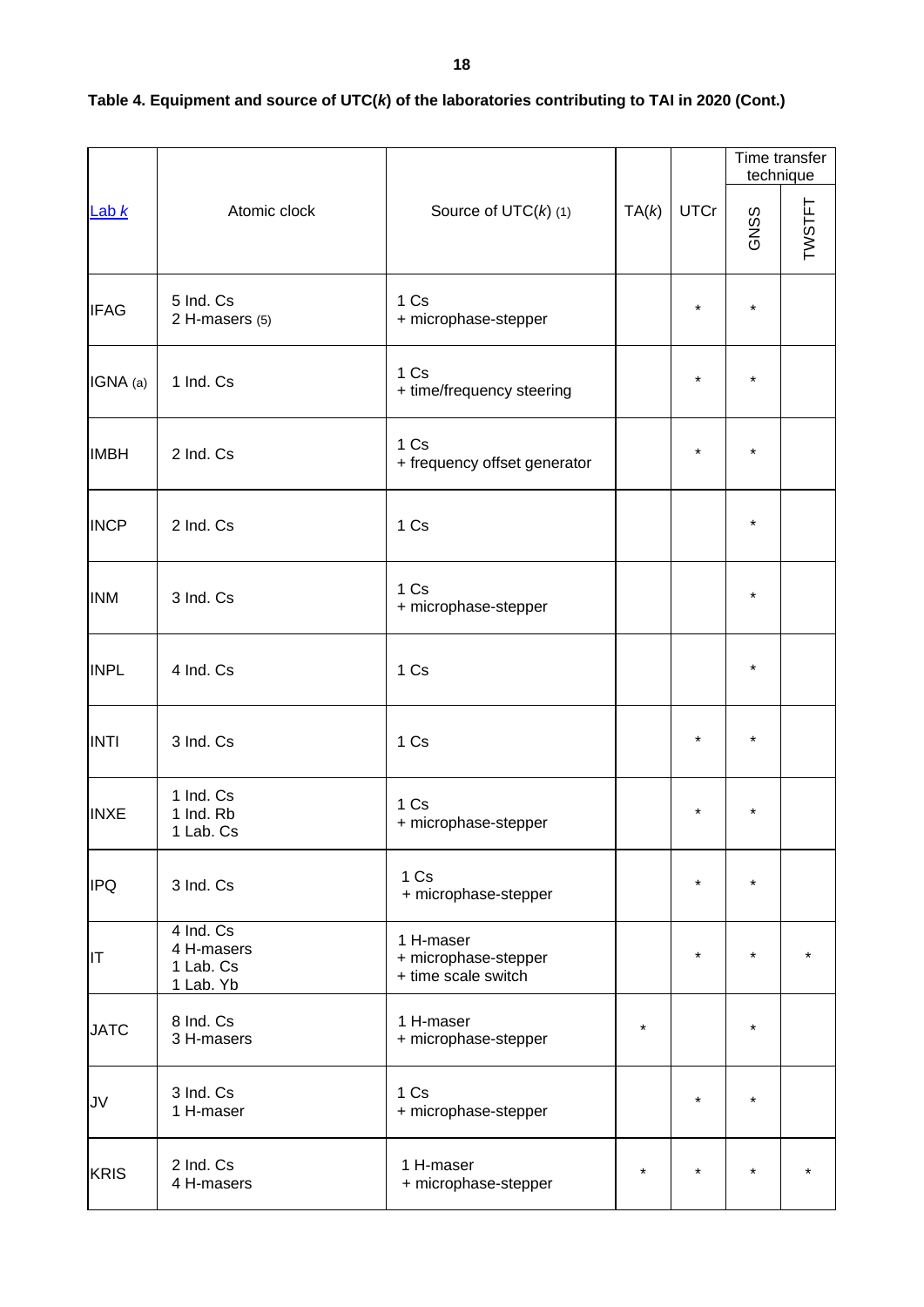**Table 4. Equipment and source of UTC(*k*) of the laboratories contributing to TAI in 2020 (Cont.)**

| Lab *k* | Atomic clock | Source of UTC(*k*) (1) | TA(*k*) | UTCr | Time transfer technique | |
|---|---|---|---|---|---|---|
| | | | | | GNSS | TWSTFT |
| IFAG | 5 Ind. Cs<br>2 H-masers (5) | 1 Cs<br>+ microphase-stepper | | * | * | |
| IGNA (a) | 1 Ind. Cs | 1 Cs<br>+ time/frequency steering | | * | * | |
| IMBH | 2 Ind. Cs | 1 Cs<br>+ frequency offset generator | | * | * | |
| INCP | 2 Ind. Cs | 1 Cs | | | * | |
| INM | 3 Ind. Cs | 1 Cs<br>+ microphase-stepper | | | * | |
| INPL | 4 Ind. Cs | 1 Cs | | | * | |
| INTI | 3 Ind. Cs | 1 Cs | | * | * | |
| INXE | 1 Ind. Cs<br>1 Ind. Rb<br>1 Lab. Cs | 1 Cs<br>+ microphase-stepper | | * | * | |
| IPQ | 3 Ind. Cs | 1 Cs<br>+ microphase-stepper | | * | * | |
| IT | 4 Ind. Cs<br>4 H-masers<br>1 Lab. Cs<br>1 Lab. Yb | 1 H-maser<br>+ microphase-stepper<br>+ time scale switch | | * | * | * |
| JATC | 8 Ind. Cs<br>3 H-masers | 1 H-maser<br>+ microphase-stepper | * | | * | |
| JV | 3 Ind. Cs<br>1 H-maser | 1 Cs<br>+ microphase-stepper | | * | * | |
| KRIS | 2 Ind. Cs<br>4 H-masers | 1 H-maser<br>+ microphase-stepper | * | * | * | * |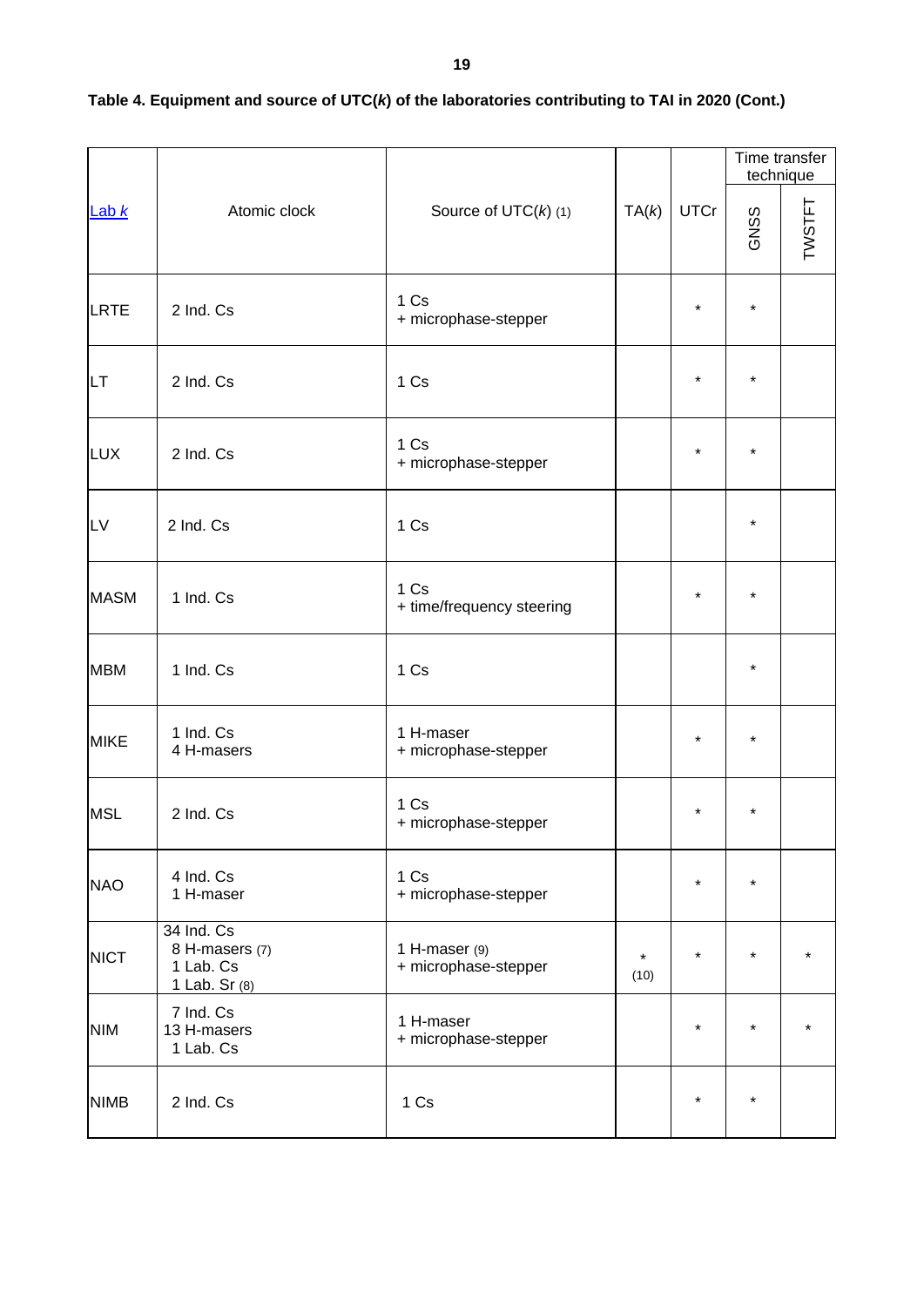**Table 4. Equipment and source of UTC(*k*) of the laboratories contributing to TAI in 2020 (Cont.)**

| Lab *k* | Atomic clock | Source of UTC(*k*) (1) | TA(*k*) | UTCr | Time transfer technique | |
|---|---|---|---|---|---|---|
| | | | | | GNSS | TWSTFT |
| LRTE | 2 Ind. Cs | 1 Cs<br>+ microphase-stepper | | * | * | |
| LT | 2 Ind. Cs | 1 Cs | | * | * | |
| LUX | 2 Ind. Cs | 1 Cs<br>+ microphase-stepper | | * | * | |
| LV | 2 Ind. Cs | 1 Cs | | | * | |
| MASM | 1 Ind. Cs | 1 Cs<br>+ time/frequency steering | | * | * | |
| MBM | 1 Ind. Cs | 1 Cs | | | * | |
| MIKE | 1 Ind. Cs<br>4 H-masers | 1 H-maser<br>+ microphase-stepper | | * | * | |
| MSL | 2 Ind. Cs | 1 Cs<br>+ microphase-stepper | | * | * | |
| NAO | 4 Ind. Cs<br>1 H-maser | 1 Cs<br>+ microphase-stepper | | * | * | |
| NICT | 34 Ind. Cs<br>8 H-masers (7)<br>1 Lab. Cs<br>1 Lab. Sr (8) | 1 H-maser (9)<br>+ microphase-stepper | * (10) | * | * | * |
| NIM | 7 Ind. Cs<br>13 H-masers<br>1 Lab. Cs | 1 H-maser<br>+ microphase-stepper | | * | * | * |
| NIMB | 2 Ind. Cs | 1 Cs | | * | * | |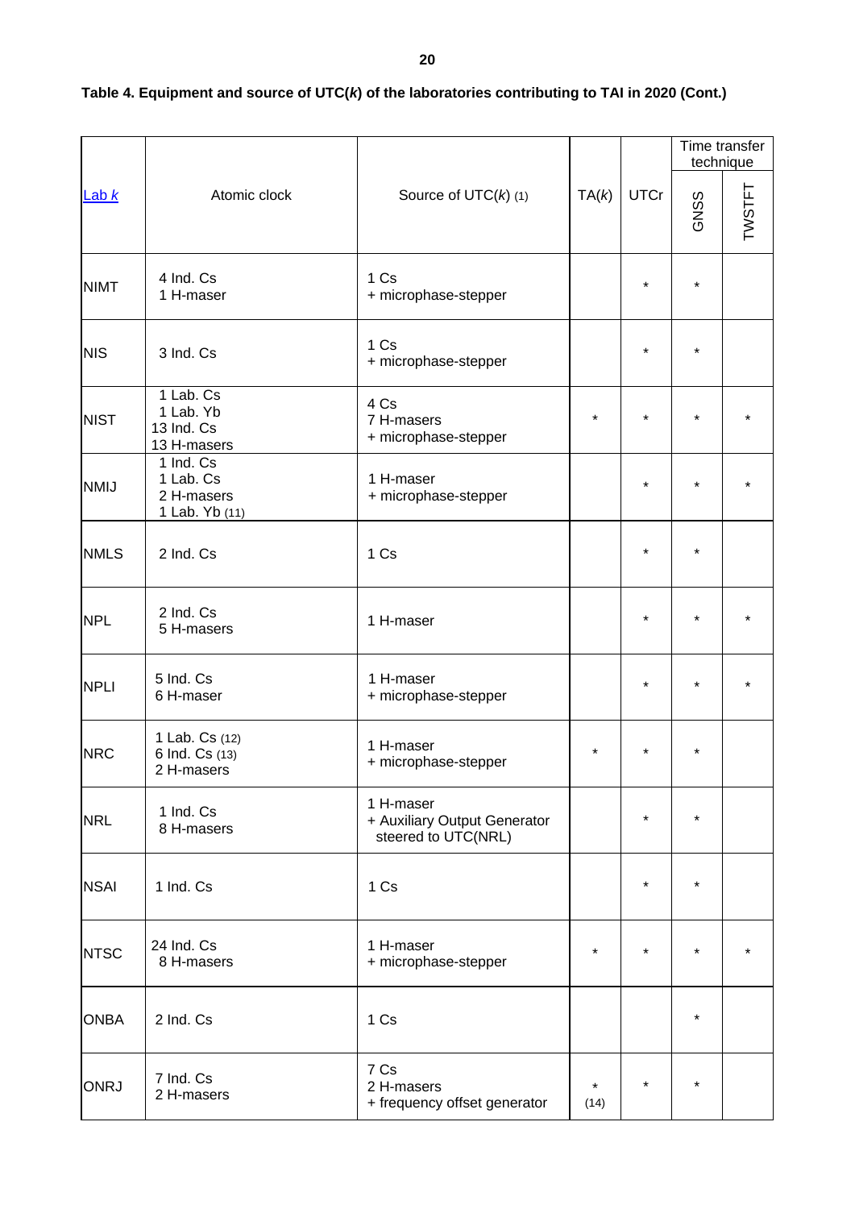**Table 4. Equipment and source of UTC(*k*) of the laboratories contributing to TAI in 2020 (Cont.)**

| Lab *k* | Atomic clock | Source of UTC(*k*) (1) | TA(*k*) | UTCr | Time transfer technique | |
|---|---|---|---|---|---|---|
| | | | | | GNSS | TWSTFT |
| NIMT | 4 Ind. Cs<br>1 H-maser | 1 Cs<br>+ microphase-stepper | | * | * | |
| NIS | 3 Ind. Cs | 1 Cs<br>+ microphase-stepper | | * | * | |
| NIST | 1 Lab. Cs<br>1 Lab. Yb<br>13 Ind. Cs<br>13 H-masers | 4 Cs<br>7 H-masers<br>+ microphase-stepper | * | * | * | * |
| NMIJ | 1 Ind. Cs<br>1 Lab. Cs<br>2 H-masers<br>1 Lab. Yb (11) | 1 H-maser<br>+ microphase-stepper | | * | * | * |
| NMLS | 2 Ind. Cs | 1 Cs | | * | * | |
| NPL | 2 Ind. Cs<br>5 H-masers | 1 H-maser | | * | * | * |
| NPLI | 5 Ind. Cs<br>6 H-maser | 1 H-maser<br>+ microphase-stepper | | * | * | * |
| NRC | 1 Lab. Cs (12)<br>6 Ind. Cs (13)<br>2 H-masers | 1 H-maser<br>+ microphase-stepper | * | * | * | |
| NRL | 1 Ind. Cs<br>8 H-masers | 1 H-maser<br>+ Auxiliary Output Generator steered to UTC(NRL) | | * | * | |
| NSAI | 1 Ind. Cs | 1 Cs | | * | * | |
| NTSC | 24 Ind. Cs<br>8 H-masers | 1 H-maser<br>+ microphase-stepper | * | * | * | * |
| ONBA | 2 Ind. Cs | 1 Cs | | | * | |
| ONRJ | 7 Ind. Cs<br>2 H-masers | 7 Cs<br>2 H-masers<br>+ frequency offset generator | * (14) | * | * | |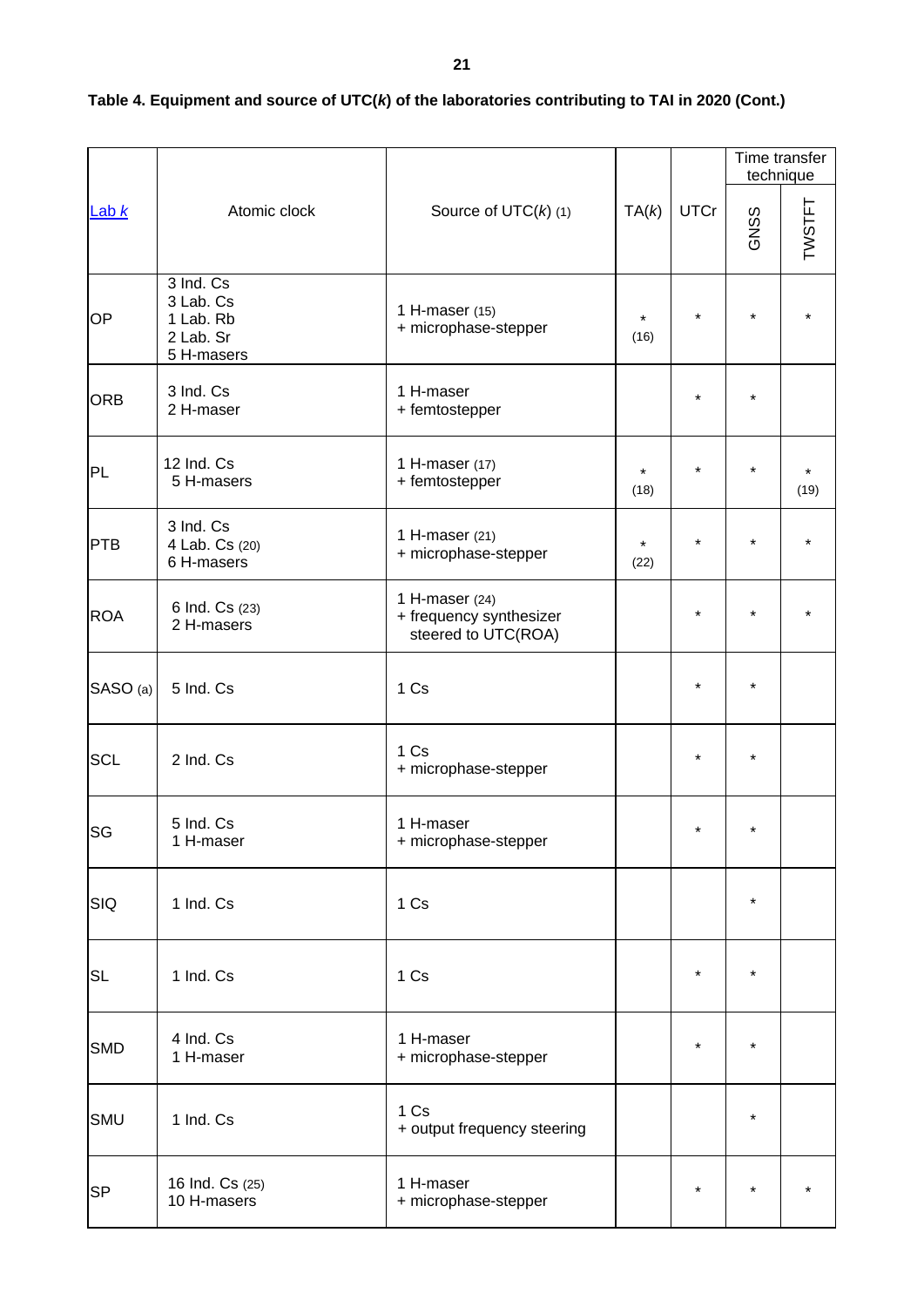**Table 4. Equipment and source of UTC(*k*) of the laboratories contributing to TAI in 2020 (Cont.)**

| Lab *k* | Atomic clock | Source of UTC(*k*) (1) | TA(*k*) | UTCr | Time transfer technique | |
|---|---|---|---|---|---|---|
| | | | | | GNSS | TWSTFT |
| OP | 3 Ind. Cs<br>3 Lab. Cs<br>1 Lab. Rb<br>2 Lab. Sr<br>5 H-masers | 1 H-maser (15)<br>+ microphase-stepper | * (16) | * | * | * |
| ORB | 3 Ind. Cs<br>2 H-maser | 1 H-maser<br>+ femtostepper | | * | * | |
| PL | 12 Ind. Cs<br>5 H-masers | 1 H-maser (17)<br>+ femtostepper | * (18) | * | * | * (19) |
| PTB | 3 Ind. Cs<br>4 Lab. Cs (20)<br>6 H-masers | 1 H-maser (21)<br>+ microphase-stepper | * (22) | * | * | * |
| ROA | 6 Ind. Cs (23)<br>2 H-masers | 1 H-maser (24)<br>+ frequency synthesizer steered to UTC(ROA) | | * | * | * |
| SASO (a) | 5 Ind. Cs | 1 Cs | | * | * | |
| SCL | 2 Ind. Cs | 1 Cs<br>+ microphase-stepper | | * | * | |
| SG | 5 Ind. Cs<br>1 H-maser | 1 H-maser<br>+ microphase-stepper | | * | * | |
| SIQ | 1 Ind. Cs | 1 Cs | | | * | |
| SL | 1 Ind. Cs | 1 Cs | | * | * | |
| SMD | 4 Ind. Cs<br>1 H-maser | 1 H-maser<br>+ microphase-stepper | | * | * | |
| SMU | 1 Ind. Cs | 1 Cs<br>+ output frequency steering | | | * | |
| SP | 16 Ind. Cs (25)<br>10 H-masers | 1 H-maser<br>+ microphase-stepper | | * | * | * |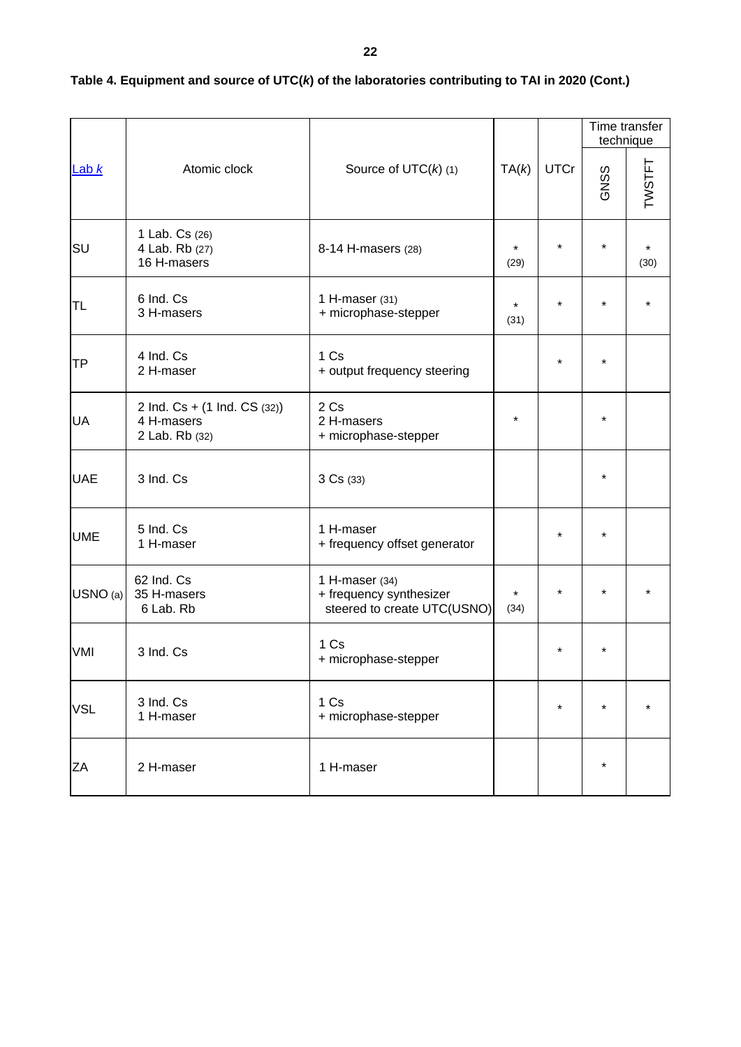**Table 4. Equipment and source of UTC(*k*) of the laboratories contributing to TAI in 2020 (Cont.)**

| Lab *k* | Atomic clock | Source of UTC(*k*) (1) | TA(*k*) | UTCr | Time transfer technique | |
|---|---|---|---|---|---|---|
| | | | | | GNSS | TWSTFT |
| SU | 1 Lab. Cs (26)<br>4 Lab. Rb (27)<br>16 H-masers | 8-14 H-masers (28) | * (29) | * | * | * (30) |
| TL | 6 Ind. Cs<br>3 H-masers | 1 H-maser (31)<br>+ microphase-stepper | * (31) | * | * | * |
| TP | 4 Ind. Cs<br>2 H-maser | 1 Cs<br>+ output frequency steering | | * | * | |
| UA | 2 Ind. Cs + (1 Ind. CS (32))<br>4 H-masers<br>2 Lab. Rb (32) | 2 Cs<br>2 H-masers<br>+ microphase-stepper | * | | * | |
| UAE | 3 Ind. Cs | 3 Cs (33) | | | * | |
| UME | 5 Ind. Cs<br>1 H-maser | 1 H-maser<br>+ frequency offset generator | | * | * | |
| USNO (a) | 62 Ind. Cs<br>35 H-masers<br>6 Lab. Rb | 1 H-maser (34)<br>+ frequency synthesizer<br>steered to create UTC(USNO) | * (34) | * | * | * |
| VMI | 3 Ind. Cs | 1 Cs<br>+ microphase-stepper | | * | * | |
| VSL | 3 Ind. Cs<br>1 H-maser | 1 Cs<br>+ microphase-stepper | | * | * | * |
| ZA | 2 H-maser | 1 H-maser | | | * | |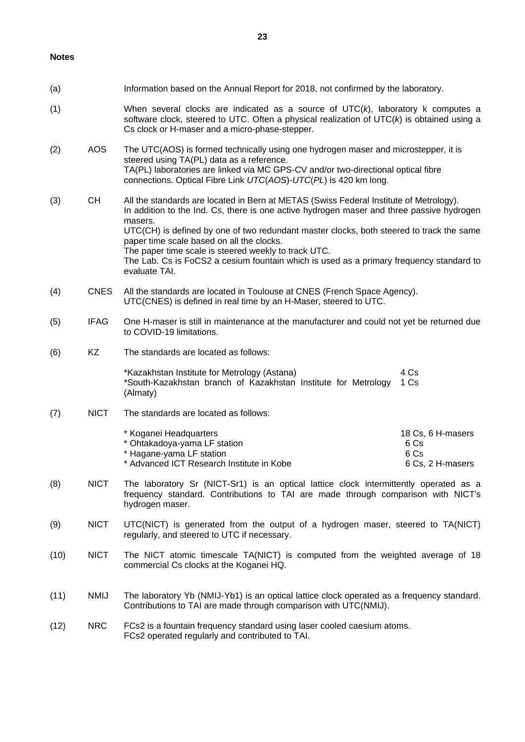**Notes**

(a) Information based on the Annual Report for 2018, not confirmed by the laboratory.

(1) When several clocks are indicated as a source of UTC(*k*), laboratory k computes a software clock, steered to UTC. Often a physical realization of UTC(*k*) is obtained using a Cs clock or H-maser and a micro-phase-stepper.

(2) AOS The UTC(AOS) is formed technically using one hydrogen maser and microstepper, it is steered using TA(PL) data as a reference.
TA(PL) laboratories are linked via MC GPS-CV and/or two-directional optical fibre connections. Optical Fibre Link *UTC*(*AOS*)-*UTC*(*PL*) is 420 km long.

(3) CH All the standards are located in Bern at METAS (Swiss Federal Institute of Metrology).
In addition to the Ind. Cs, there is one active hydrogen maser and three passive hydrogen masers.
UTC(CH) is defined by one of two redundant master clocks, both steered to track the same paper time scale based on all the clocks.
The paper time scale is steered weekly to track UTC.
The Lab. Cs is FoCS2 a cesium fountain which is used as a primary frequency standard to evaluate TAI.

(4) CNES All the standards are located in Toulouse at CNES (French Space Agency).
UTC(CNES) is defined in real time by an H-Maser, steered to UTC.

(5) IFAG One H-maser is still in maintenance at the manufacturer and could not yet be returned due to COVID-19 limitations.

(6) KZ The standards are located as follows:

| | |
|---|---|
| *Kazakhstan Institute for Metrology (Astana) | 4 Cs |
| *South-Kazakhstan branch of Kazakhstan Institute for Metrology (Almaty) | 1 Cs |

(7) NICT The standards are located as follows:

| | |
|---|---|
| * Koganei Headquarters | 18 Cs, 6 H-masers |
| * Ohtakadoya-yama LF station | 6 Cs |
| * Hagane-yama LF station | 6 Cs |
| * Advanced ICT Research Institute in Kobe | 6 Cs, 2 H-masers |

(8) NICT The laboratory Sr (NICT-Sr1) is an optical lattice clock intermittently operated as a frequency standard. Contributions to TAI are made through comparison with NICT's hydrogen maser.

(9) NICT UTC(NICT) is generated from the output of a hydrogen maser, steered to TA(NICT) regularly, and steered to UTC if necessary.

(10) NICT The NICT atomic timescale TA(NICT) is computed from the weighted average of 18 commercial Cs clocks at the Koganei HQ.

(11) NMIJ The laboratory Yb (NMIJ-Yb1) is an optical lattice clock operated as a frequency standard. Contributions to TAI are made through comparison with UTC(NMIJ).

(12) NRC FCs2 is a fountain frequency standard using laser cooled caesium atoms.
FCs2 operated regularly and contributed to TAI.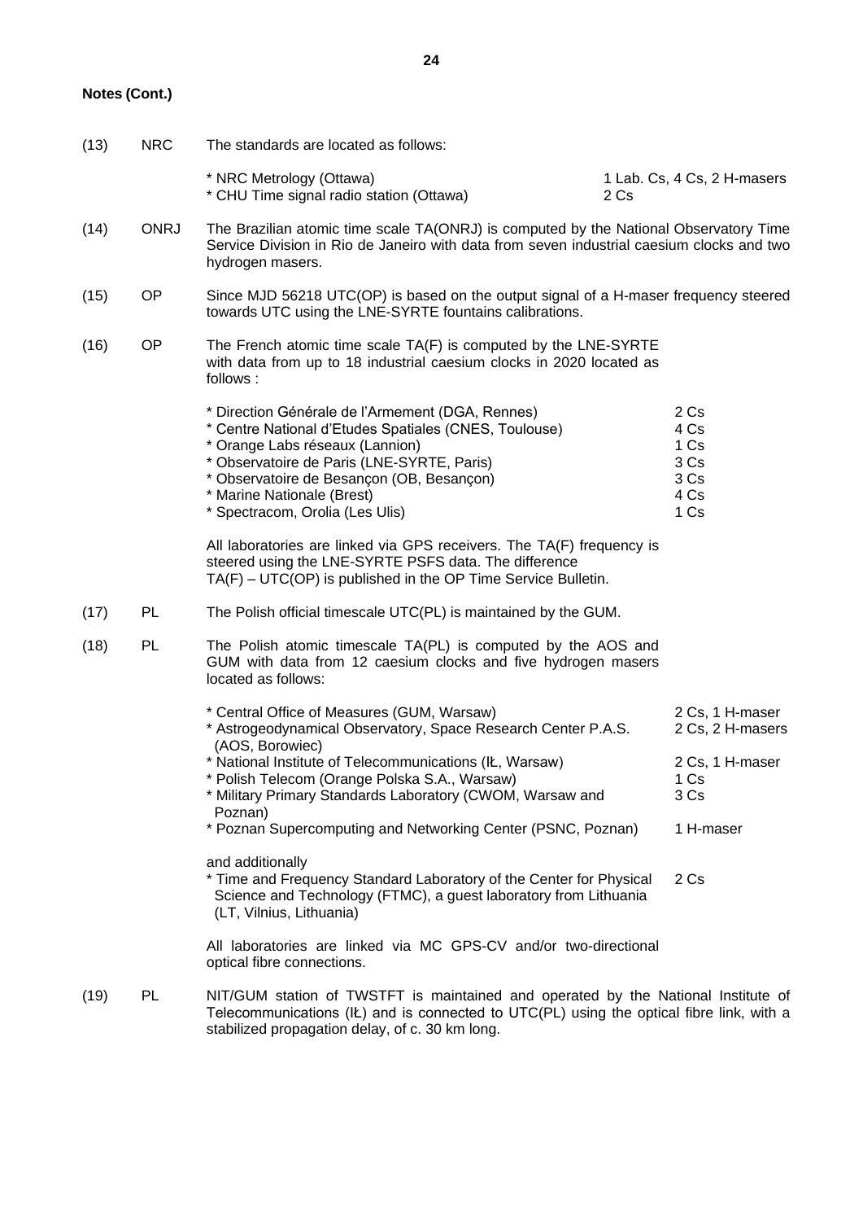**Notes (Cont.)**

(13) NRC The standards are located as follows:

| | |
|---|---|
| * NRC Metrology (Ottawa) | 1 Lab. Cs, 4 Cs, 2 H-masers |
| * CHU Time signal radio station (Ottawa) | 2 Cs |

(14) ONRJ The Brazilian atomic time scale TA(ONRJ) is computed by the National Observatory Time Service Division in Rio de Janeiro with data from seven industrial caesium clocks and two hydrogen masers.

(15) OP Since MJD 56218 UTC(OP) is based on the output signal of a H-maser frequency steered towards UTC using the LNE-SYRTE fountains calibrations.

(16) OP The French atomic time scale TA(F) is computed by the LNE-SYRTE with data from up to 18 industrial caesium clocks in 2020 located as follows :

| | |
|---|---|
| * Direction Générale de l'Armement (DGA, Rennes) | 2 Cs |
| * Centre National d'Etudes Spatiales (CNES, Toulouse) | 4 Cs |
| * Orange Labs réseaux (Lannion) | 1 Cs |
| * Observatoire de Paris (LNE-SYRTE, Paris) | 3 Cs |
| * Observatoire de Besançon (OB, Besançon) | 3 Cs |
| * Marine Nationale (Brest) | 4 Cs |
| * Spectracom, Orolia (Les Ulis) | 1 Cs |

All laboratories are linked via GPS receivers. The TA(F) frequency is steered using the LNE-SYRTE PSFS data. The difference TA(F) – UTC(OP) is published in the OP Time Service Bulletin.

(17) PL The Polish official timescale UTC(PL) is maintained by the GUM.

(18) PL The Polish atomic timescale TA(PL) is computed by the AOS and GUM with data from 12 caesium clocks and five hydrogen masers located as follows:

| | |
|---|---|
| * Central Office of Measures (GUM, Warsaw) | 2 Cs, 1 H-maser |
| * Astrogeodynamical Observatory, Space Research Center P.A.S. (AOS, Borowiec) | 2 Cs, 2 H-masers |
| * National Institute of Telecommunications (IŁ, Warsaw) | 2 Cs, 1 H-maser |
| * Polish Telecom (Orange Polska S.A., Warsaw) | 1 Cs |
| * Military Primary Standards Laboratory (CWOM, Warsaw and Poznan) | 3 Cs |
| * Poznan Supercomputing and Networking Center (PSNC, Poznan) | 1 H-maser |

and additionally

| | |
|---|---|
| * Time and Frequency Standard Laboratory of the Center for Physical Science and Technology (FTMC), a guest laboratory from Lithuania (LT, Vilnius, Lithuania) | 2 Cs |

All laboratories are linked via MC GPS-CV and/or two-directional optical fibre connections.

(19) PL NIT/GUM station of TWSTFT is maintained and operated by the National Institute of Telecommunications (IŁ) and is connected to UTC(PL) using the optical fibre link, with a stabilized propagation delay, of c. 30 km long.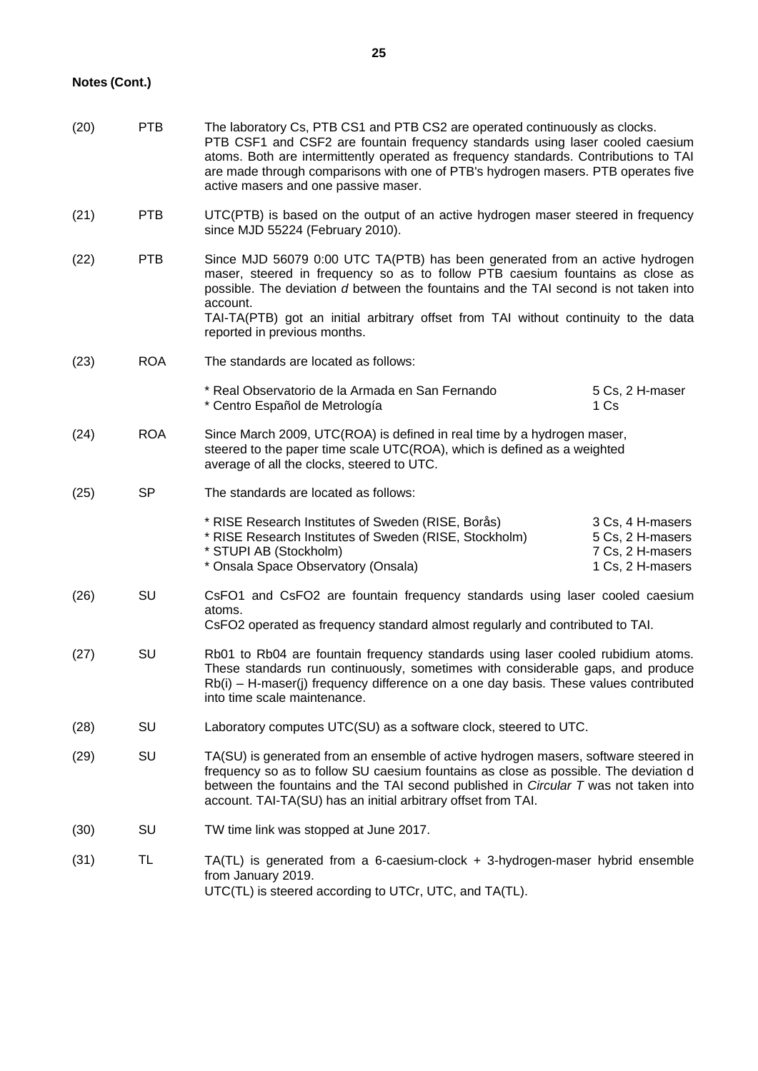**Notes (Cont.)**

| | | |
|---|---|---|
| (20) | PTB | The laboratory Cs, PTB CS1 and PTB CS2 are operated continuously as clocks. PTB CSF1 and CSF2 are fountain frequency standards using laser cooled caesium atoms. Both are intermittently operated as frequency standards. Contributions to TAI are made through comparisons with one of PTB's hydrogen masers. PTB operates five active masers and one passive maser. |
| (21) | PTB | UTC(PTB) is based on the output of an active hydrogen maser steered in frequency since MJD 55224 (February 2010). |
| (22) | PTB | Since MJD 56079 0:00 UTC TA(PTB) has been generated from an active hydrogen maser, steered in frequency so as to follow PTB caesium fountains as close as possible. The deviation *d* between the fountains and the TAI second is not taken into account. TAI-TA(PTB) got an initial arbitrary offset from TAI without continuity to the data reported in previous months. |
| (23) | ROA | The standards are located as follows:<br>* Real Observatorio de la Armada en San Fernando — 5 Cs, 2 H-maser<br>* Centro Español de Metrología — 1 Cs |
| (24) | ROA | Since March 2009, UTC(ROA) is defined in real time by a hydrogen maser, steered to the paper time scale UTC(ROA), which is defined as a weighted average of all the clocks, steered to UTC. |
| (25) | SP | The standards are located as follows:<br>* RISE Research Institutes of Sweden (RISE, Borås) — 3 Cs, 4 H-masers<br>* RISE Research Institutes of Sweden (RISE, Stockholm) — 5 Cs, 2 H-masers<br>* STUPI AB (Stockholm) — 7 Cs, 2 H-masers<br>* Onsala Space Observatory (Onsala) — 1 Cs, 2 H-masers |
| (26) | SU | CsFO1 and CsFO2 are fountain frequency standards using laser cooled caesium atoms. CsFO2 operated as frequency standard almost regularly and contributed to TAI. |
| (27) | SU | Rb01 to Rb04 are fountain frequency standards using laser cooled rubidium atoms. These standards run continuously, sometimes with considerable gaps, and produce Rb(i) – H-maser(j) frequency difference on a one day basis. These values contributed into time scale maintenance. |
| (28) | SU | Laboratory computes UTC(SU) as a software clock, steered to UTC. |
| (29) | SU | TA(SU) is generated from an ensemble of active hydrogen masers, software steered in frequency so as to follow SU caesium fountains as close as possible. The deviation d between the fountains and the TAI second published in *Circular T* was not taken into account. TAI-TA(SU) has an initial arbitrary offset from TAI. |
| (30) | SU | TW time link was stopped at June 2017. |
| (31) | TL | TA(TL) is generated from a 6-caesium-clock + 3-hydrogen-maser hybrid ensemble from January 2019. UTC(TL) is steered according to UTCr, UTC, and TA(TL). |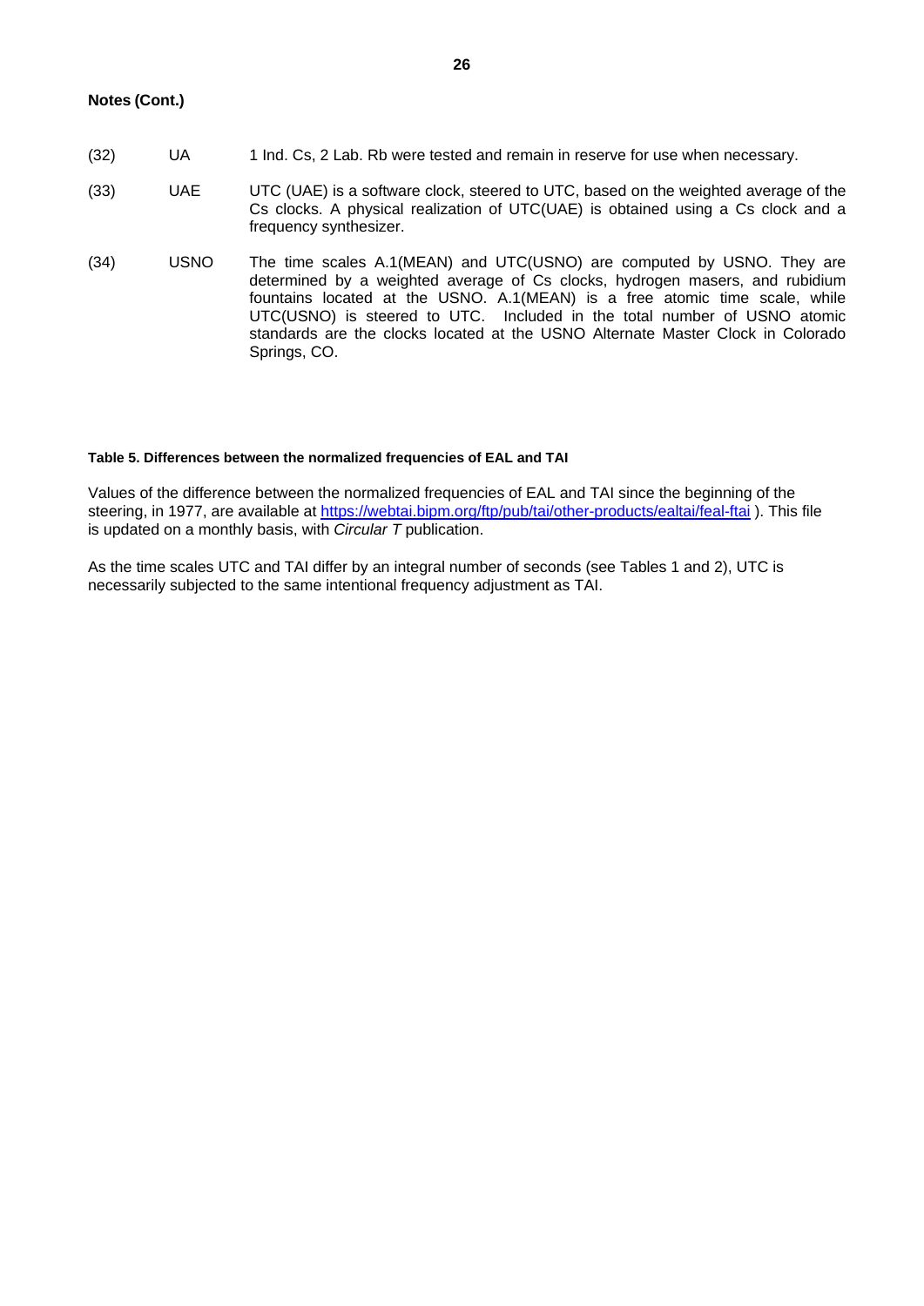**Notes (Cont.)**

(32) UA 1 Ind. Cs, 2 Lab. Rb were tested and remain in reserve for use when necessary.

(33) UAE UTC (UAE) is a software clock, steered to UTC, based on the weighted average of the Cs clocks. A physical realization of UTC(UAE) is obtained using a Cs clock and a frequency synthesizer.

(34) USNO The time scales A.1(MEAN) and UTC(USNO) are computed by USNO. They are determined by a weighted average of Cs clocks, hydrogen masers, and rubidium fountains located at the USNO. A.1(MEAN) is a free atomic time scale, while UTC(USNO) is steered to UTC. Included in the total number of USNO atomic standards are the clocks located at the USNO Alternate Master Clock in Colorado Springs, CO.

**Table 5. Differences between the normalized frequencies of EAL and TAI**

Values of the difference between the normalized frequencies of EAL and TAI since the beginning of the steering, in 1977, are available at https://webtai.bipm.org/ftp/pub/tai/other-products/ealtai/feal-ftai ). This file is updated on a monthly basis, with *Circular T* publication.

As the time scales UTC and TAI differ by an integral number of seconds (see Tables 1 and 2), UTC is necessarily subjected to the same intentional frequency adjustment as TAI.